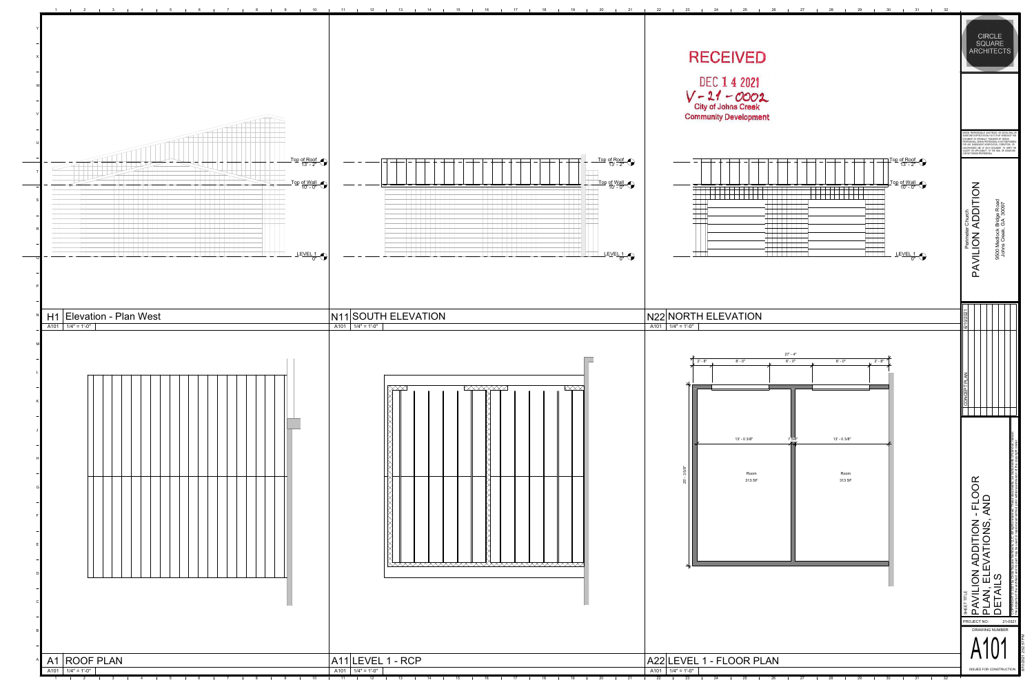RECEIVED

DEC 14 2021

V-21-0002

City of Johns Creek
Community Development

## H1 Elevation - Plan West

A101 | 1/4" = 1'-0"

Top of Roof 13' - 2"

Top of Wall 10' - 0"

LEVEL 1 0"

## N11 SOUTH ELEVATION

A101 | 1/4" = 1'-0"

Top of Roof 13' - 2"

Top of Wall 10' - 0"

LEVEL 1 0"

## N22 NORTH ELEVATION

A101 | 1/4" = 1'-0"

Top of Roof 13' - 2"

Top of Wall 10' - 0"

LEVEL 1 0"

## A1 ROOF PLAN

A101 | 1/4" = 1'-0"

## A11 LEVEL 1 - RCP

A101 | 1/4" = 1'-0"

## A22 LEVEL 1 - FLOOR PLAN

A101 | 1/4" = 1'-0"

27' - 4"

2' - 8" | 8' - 0" | 6' - 0" | 8' - 0" | 2' - 8"

13' - 0 3/8" | 7 5/8" | 13' - 0 3/8"

25' - 3 5/8"

Room 313 SF

Room 313 SF

---

CIRCLE SQUARE ARCHITECTS

Perimeter Church
PAVILION ADDITION
9500 Medlock Bridge Road
Johns Creek, GA 30097

6/10/2021 | CONCEPT PLAN

SHEET TITLE
PAVILION ADDITION - FLOOR PLAN, ELEVATIONS, AND DETAILS

PROJECT NO: 21-0521

DRAWING NUMBER
A101

ISSUED FOR CONSTRUCTION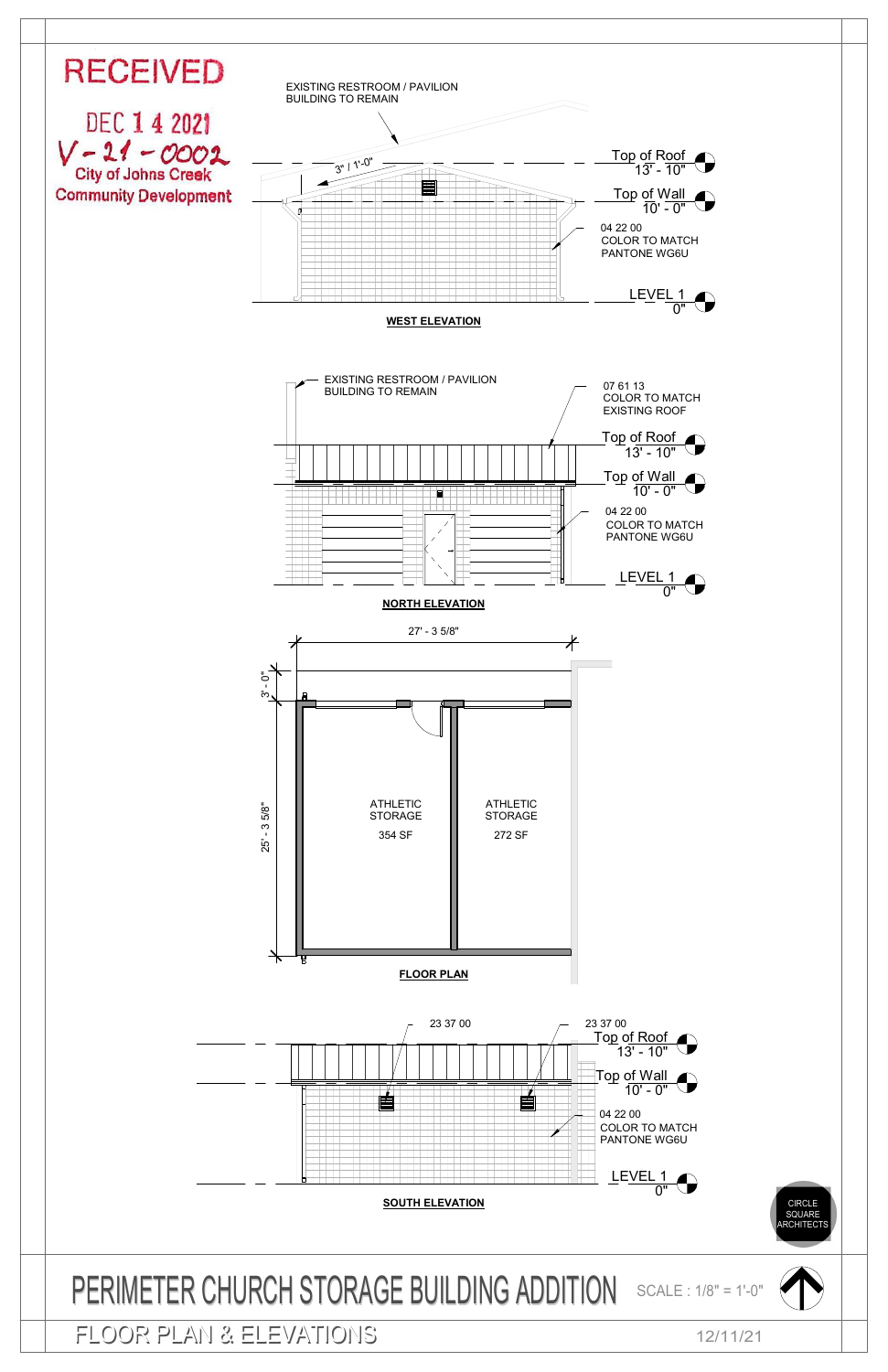RECEIVED

DEC 14 2021

V-21-0002

City of Johns Creek Community Development

EXISTING RESTROOM / PAVILION BUILDING TO REMAIN

3" / 1'-0"

Top of Roof 13' - 10"

Top of Wall 10' - 0"

04 22 00 COLOR TO MATCH PANTONE WG6U

LEVEL 1 0"

**WEST ELEVATION**

EXISTING RESTROOM / PAVILION BUILDING TO REMAIN

07 61 13 COLOR TO MATCH EXISTING ROOF

Top of Roof 13' - 10"

Top of Wall 10' - 0"

04 22 00 COLOR TO MATCH PANTONE WG6U

LEVEL 1 0"

**NORTH ELEVATION**

27' - 3 5/8"

3' - 0"

25' - 3 5/8"

ATHLETIC STORAGE 354 SF

ATHLETIC STORAGE 272 SF

**FLOOR PLAN**

23 37 00

23 37 00

Top of Roof 13' - 10"

Top of Wall 10' - 0"

04 22 00 COLOR TO MATCH PANTONE WG6U

LEVEL 1 0"

**SOUTH ELEVATION**

CIRCLE SQUARE ARCHITECTS

# PERIMETER CHURCH STORAGE BUILDING ADDITION

SCALE : 1/8" = 1'-0"

## FLOOR PLAN & ELEVATIONS

12/11/21